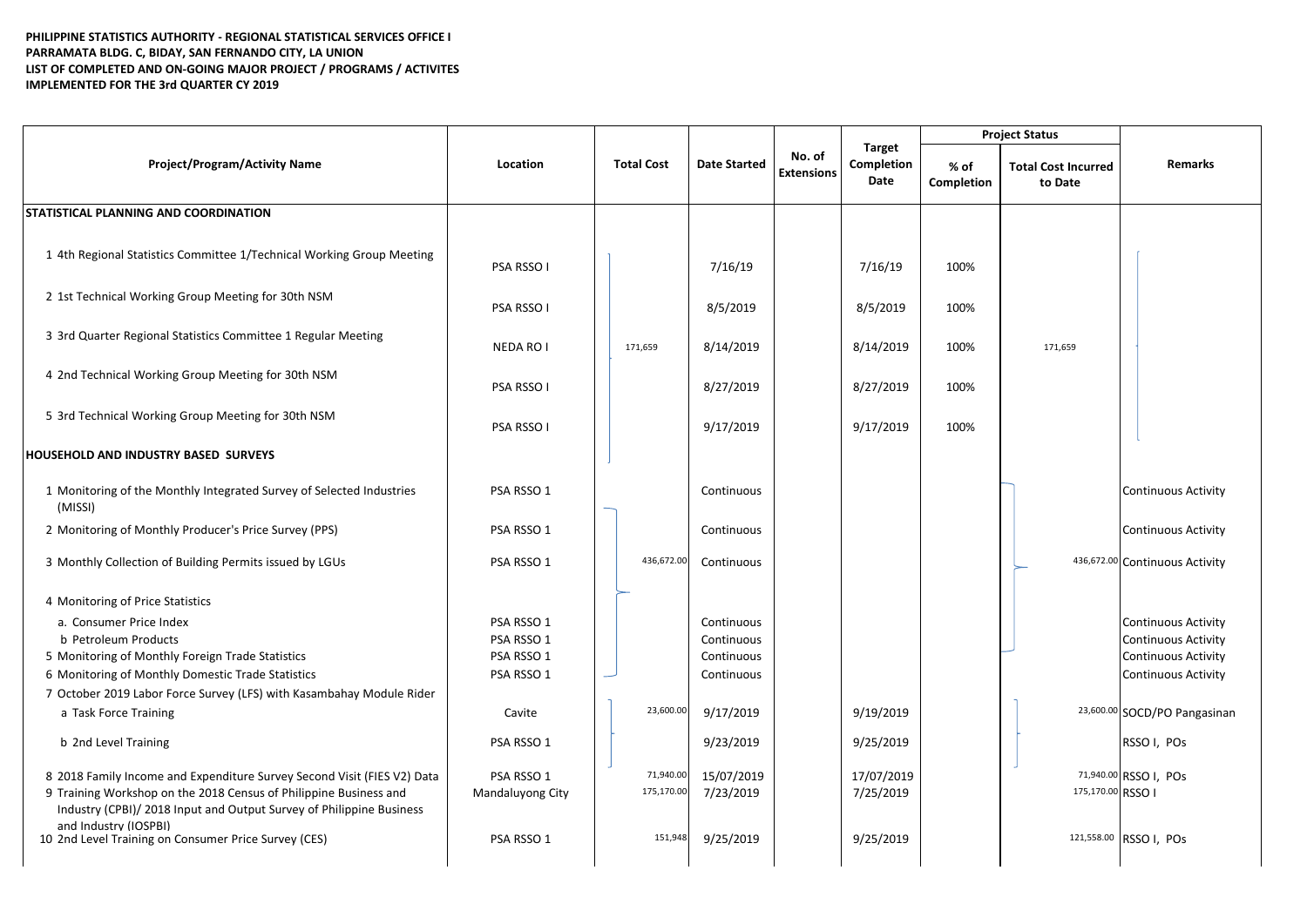**PHILIPPINE STATISTICS AUTHORITY - REGIONAL STATISTICAL SERVICES OFFICE I**
**PARRAMATA BLDG. C, BIDAY, SAN FERNANDO CITY, LA UNION**
**LIST OF COMPLETED AND ON-GOING MAJOR PROJECT / PROGRAMS / ACTIVITES**
**IMPLEMENTED FOR THE 3rd QUARTER CY 2019**

| Project/Program/Activity Name | Location | Total Cost | Date Started | No. of Extensions | Target Completion Date | Project Status | | Remarks |
|---|---|---|---|---|---|---|---|---|
| | | | | | | % of Completion | Total Cost Incurred to Date | |
| **STATISTICAL PLANNING AND COORDINATION** | | | | | | | | |
| 1 4th Regional Statistics Committee 1/Technical Working Group Meeting | PSA RSSO I | | 7/16/19 | | 7/16/19 | 100% | | |
| 2 1st Technical Working Group Meeting for 30th NSM | PSA RSSO I | | 8/5/2019 | | 8/5/2019 | 100% | | |
| 3 3rd Quarter Regional Statistics Committee 1 Regular Meeting | NEDA RO I | 171,659 | 8/14/2019 | | 8/14/2019 | 100% | 171,659 | |
| 4 2nd Technical Working Group Meeting for 30th NSM | PSA RSSO I | | 8/27/2019 | | 8/27/2019 | 100% | | |
| 5 3rd Technical Working Group Meeting for 30th NSM | PSA RSSO I | | 9/17/2019 | | 9/17/2019 | 100% | | |
| **HOUSEHOLD AND INDUSTRY BASED SURVEYS** | | | | | | | | |
| 1 Monitoring of the Monthly Integrated Survey of Selected Industries (MISSI) | PSA RSSO 1 | | Continuous | | | | | Continuous Activity |
| 2 Monitoring of Monthly Producer's Price Survey (PPS) | PSA RSSO 1 | | Continuous | | | | | Continuous Activity |
| 3 Monthly Collection of Building Permits issued by LGUs | PSA RSSO 1 | 436,672.00 | Continuous | | | | 436,672.00 | Continuous Activity |
| 4 Monitoring of Price Statistics | | | | | | | | |
| a. Consumer Price Index | PSA RSSO 1 | | Continuous | | | | | Continuous Activity |
| b Petroleum Products | PSA RSSO 1 | | Continuous | | | | | Continuous Activity |
| 5 Monitoring of Monthly Foreign Trade Statistics | PSA RSSO 1 | | Continuous | | | | | Continuous Activity |
| 6 Monitoring of Monthly Domestic Trade Statistics | PSA RSSO 1 | | Continuous | | | | | Continuous Activity |
| 7 October 2019 Labor Force Survey (LFS) with Kasambahay Module Rider | | | | | | | | |
| a Task Force Training | Cavite | 23,600.00 | 9/17/2019 | | 9/19/2019 | | 23,600.00 | SOCD/PO Pangasinan |
| b 2nd Level Training | PSA RSSO 1 | | 9/23/2019 | | 9/25/2019 | | | RSSO I, POs |
| 8 2018 Family Income and Expenditure Survey Second Visit (FIES V2) Data | PSA RSSO 1 | 71,940.00 | 15/07/2019 | | 17/07/2019 | | 71,940.00 | RSSO I, POs |
| 9 Training Workshop on the 2018 Census of Philippine Business and Industry (CPBI)/ 2018 Input and Output Survey of Philippine Business and Industry (IOSPBI) | Mandaluyong City | 175,170.00 | 7/23/2019 | | 7/25/2019 | | 175,170.00 | RSSO I |
| 10 2nd Level Training on Consumer Price Survey (CES) | PSA RSSO 1 | 151,948 | 9/25/2019 | | 9/25/2019 | | 121,558.00 | RSSO I, POs |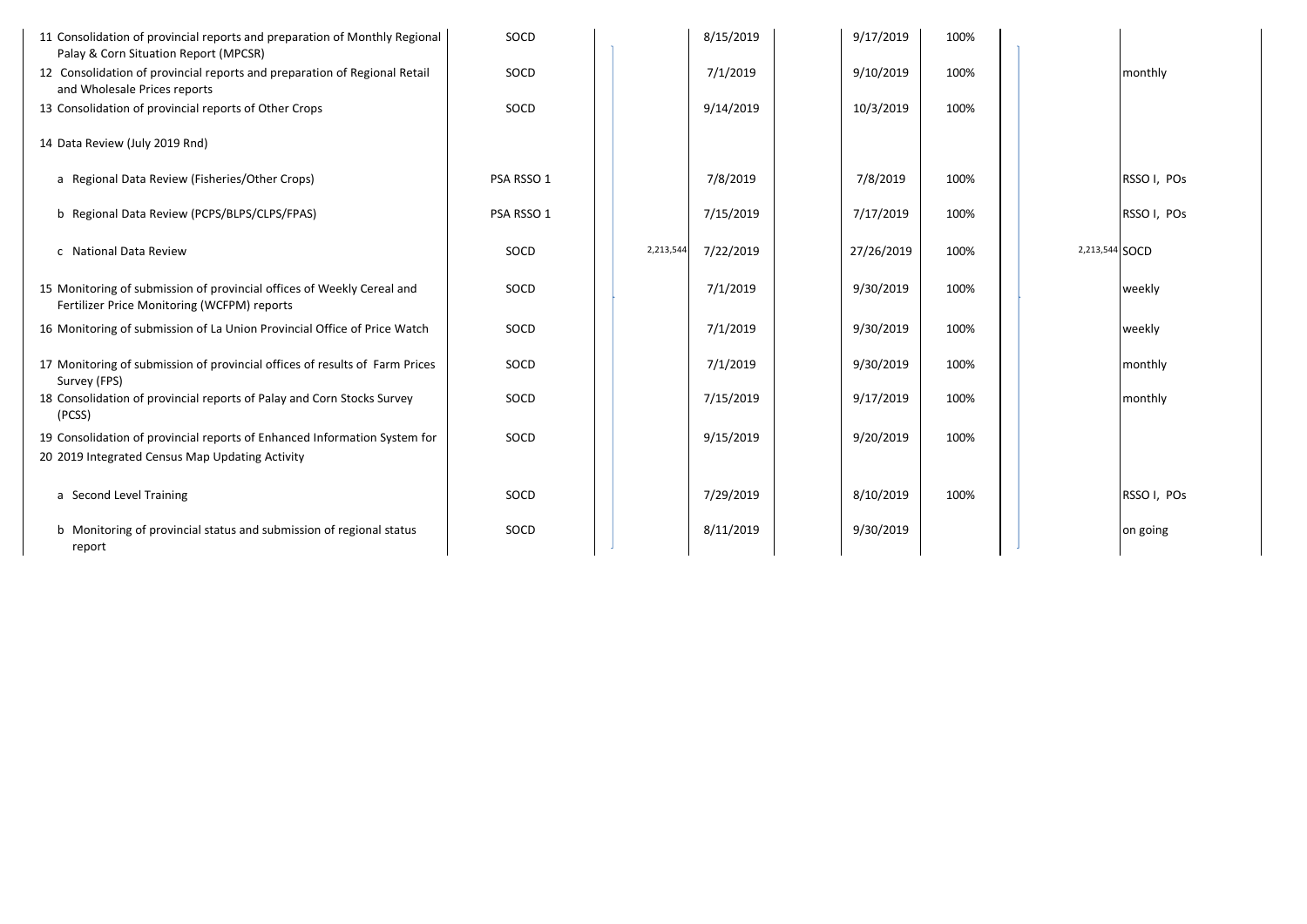| | | | | | | | | |
|---|---|---|---|---|---|---|---|---|
| 11 Consolidation of provincial reports and preparation of Monthly Regional Palay & Corn Situation Report (MPCSR) | SOCD | | 8/15/2019 | 9/17/2019 | 100% | | | |
| 12 Consolidation of provincial reports and preparation of Regional Retail and Wholesale Prices reports | SOCD | | 7/1/2019 | 9/10/2019 | 100% | | | monthly |
| 13 Consolidation of provincial reports of Other Crops | SOCD | | 9/14/2019 | 10/3/2019 | 100% | | | |
| 14 Data Review (July 2019 Rnd) | | | | | | | | |
| a Regional Data Review (Fisheries/Other Crops) | PSA RSSO 1 | | 7/8/2019 | 7/8/2019 | 100% | | | RSSO I, POs |
| b Regional Data Review (PCPS/BLPS/CLPS/FPAS) | PSA RSSO 1 | | 7/15/2019 | 7/17/2019 | 100% | | | RSSO I, POs |
| c National Data Review | SOCD | 2,213,544 | 7/22/2019 | 27/26/2019 | 100% | | 2,213,544 | SOCD |
| 15 Monitoring of submission of provincial offices of Weekly Cereal and Fertilizer Price Monitoring (WCFPM) reports | SOCD | | 7/1/2019 | 9/30/2019 | 100% | | | weekly |
| 16 Monitoring of submission of La Union Provincial Office of Price Watch | SOCD | | 7/1/2019 | 9/30/2019 | 100% | | | weekly |
| 17 Monitoring of submission of provincial offices of results of Farm Prices Survey (FPS) | SOCD | | 7/1/2019 | 9/30/2019 | 100% | | | monthly |
| 18 Consolidation of provincial reports of Palay and Corn Stocks Survey (PCSS) | SOCD | | 7/15/2019 | 9/17/2019 | 100% | | | monthly |
| 19 Consolidation of provincial reports of Enhanced Information System for | SOCD | | 9/15/2019 | 9/20/2019 | 100% | | | |
| 20 2019 Integrated Census Map Updating Activity | | | | | | | | |
| a Second Level Training | SOCD | | 7/29/2019 | 8/10/2019 | 100% | | | RSSO I, POs |
| b Monitoring of provincial status and submission of regional status report | SOCD | | 8/11/2019 | 9/30/2019 | | | | on going |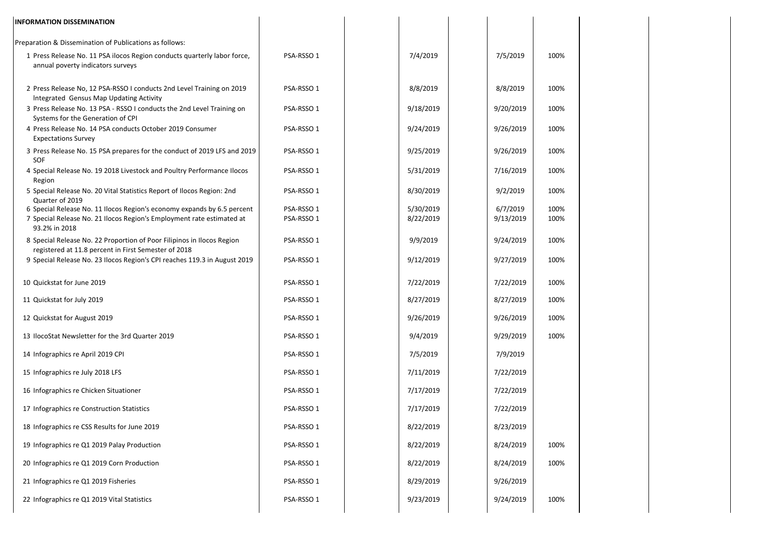| INFORMATION DISSEMINATION | | | | | | | | | |
|---|---|---|---|---|---|---|---|---|---|
| Preparation & Dissemination of Publications as follows: | | | | | | | | | |
| 1 Press Release No. 11 PSA ilocos Region conducts quarterly labor force, annual poverty indicators surveys | PSA-RSSO 1 | | 7/4/2019 | | 7/5/2019 | 100% | | | |
| 2 Press Release No, 12 PSA-RSSO I conducts 2nd Level Training on 2019 Integrated Gensus Map Updating Activity | PSA-RSSO 1 | | 8/8/2019 | | 8/8/2019 | 100% | | | |
| 3 Press Release No. 13 PSA - RSSO I conducts the 2nd Level Training on Systems for the Generation of CPI | PSA-RSSO 1 | | 9/18/2019 | | 9/20/2019 | 100% | | | |
| 4 Press Release No. 14 PSA conducts October 2019 Consumer Expectations Survey | PSA-RSSO 1 | | 9/24/2019 | | 9/26/2019 | 100% | | | |
| 3 Press Release No. 15 PSA prepares for the conduct of 2019 LFS and 2019 SOF | PSA-RSSO 1 | | 9/25/2019 | | 9/26/2019 | 100% | | | |
| 4 Special Release No. 19 2018 Livestock and Poultry Performance Ilocos Region | PSA-RSSO 1 | | 5/31/2019 | | 7/16/2019 | 100% | | | |
| 5 Special Release No. 20 Vital Statistics Report of Ilocos Region: 2nd Quarter of 2019 | PSA-RSSO 1 | | 8/30/2019 | | 9/2/2019 | 100% | | | |
| 6 Special Release No. 11 Ilocos Region's economy expands by 6.5 percent | PSA-RSSO 1 | | 5/30/2019 | | 6/7/2019 | 100% | | | |
| 7 Special Release No. 21 Ilocos Region's Employment rate estimated at 93.2% in 2018 | PSA-RSSO 1 | | 8/22/2019 | | 9/13/2019 | 100% | | | |
| 8 Special Release No. 22 Proportion of Poor Filipinos in Ilocos Region registered at 11.8 percent in First Semester of 2018 | PSA-RSSO 1 | | 9/9/2019 | | 9/24/2019 | 100% | | | |
| 9 Special Release No. 23 Ilocos Region's CPI reaches 119.3 in August 2019 | PSA-RSSO 1 | | 9/12/2019 | | 9/27/2019 | 100% | | | |
| 10 Quickstat for June 2019 | PSA-RSSO 1 | | 7/22/2019 | | 7/22/2019 | 100% | | | |
| 11 Quickstat for July 2019 | PSA-RSSO 1 | | 8/27/2019 | | 8/27/2019 | 100% | | | |
| 12 Quickstat for August 2019 | PSA-RSSO 1 | | 9/26/2019 | | 9/26/2019 | 100% | | | |
| 13 IlocoStat Newsletter for the 3rd Quarter 2019 | PSA-RSSO 1 | | 9/4/2019 | | 9/29/2019 | 100% | | | |
| 14 Infographics re April 2019 CPI | PSA-RSSO 1 | | 7/5/2019 | | 7/9/2019 | | | | |
| 15 Infographics re July 2018 LFS | PSA-RSSO 1 | | 7/11/2019 | | 7/22/2019 | | | | |
| 16 Infographics re Chicken Situationer | PSA-RSSO 1 | | 7/17/2019 | | 7/22/2019 | | | | |
| 17 Infographics re Construction Statistics | PSA-RSSO 1 | | 7/17/2019 | | 7/22/2019 | | | | |
| 18 Infographics re CSS Results for June 2019 | PSA-RSSO 1 | | 8/22/2019 | | 8/23/2019 | | | | |
| 19 Infographics re Q1 2019 Palay Production | PSA-RSSO 1 | | 8/22/2019 | | 8/24/2019 | 100% | | | |
| 20 Infographics re Q1 2019 Corn Production | PSA-RSSO 1 | | 8/22/2019 | | 8/24/2019 | 100% | | | |
| 21 Infographics re Q1 2019 Fisheries | PSA-RSSO 1 | | 8/29/2019 | | 9/26/2019 | | | | |
| 22 Infographics re Q1 2019 Vital Statistics | PSA-RSSO 1 | | 9/23/2019 | | 9/24/2019 | 100% | | | |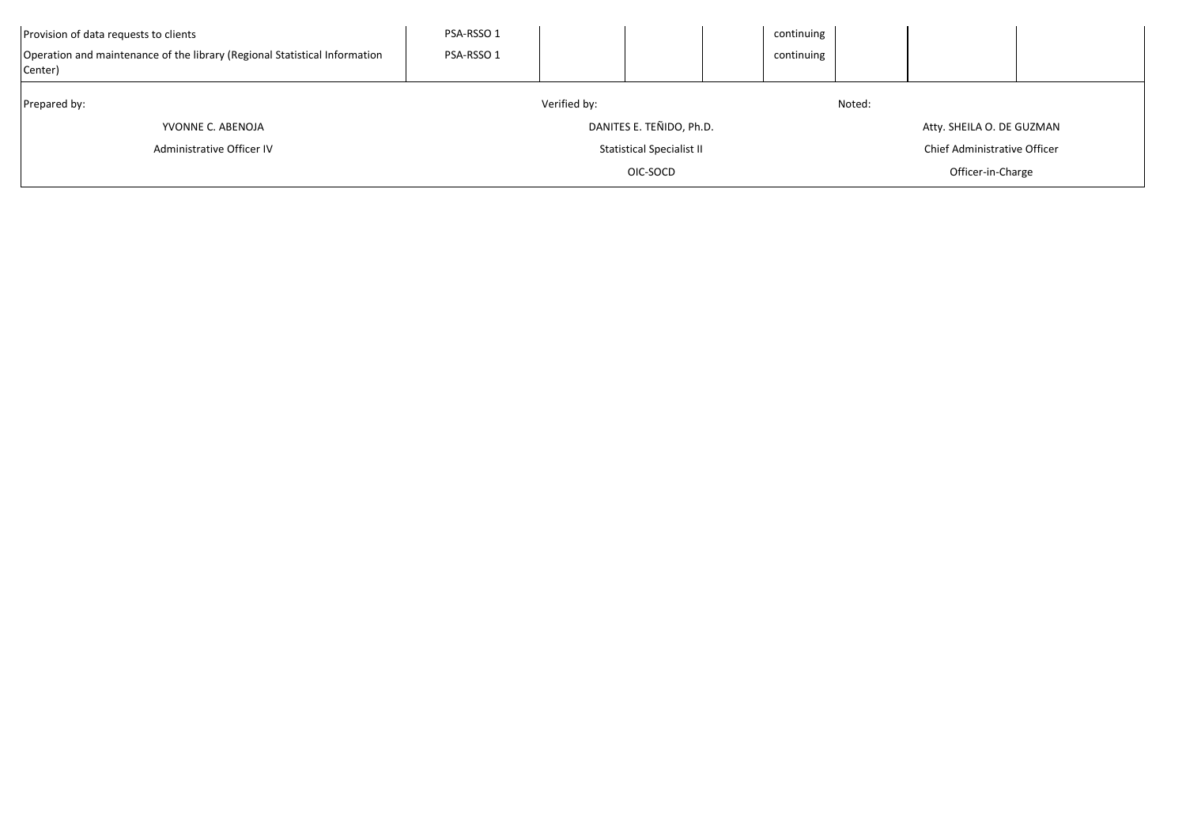| | | | | | | | | |
|---|---|---|---|---|---|---|---|---|
| Provision of data requests to clients | PSA-RSSO 1 | | | | continuing | | | |
| Operation and maintenance of the library (Regional Statistical Information Center) | PSA-RSSO 1 | | | | continuing | | | |

Prepared by:

YVONNE C. ABENOJA
Administrative Officer IV

Verified by:

DANITES E. TEÑIDO, Ph.D.
Statistical Specialist II
OIC-SOCD

Noted:

Atty. SHEILA O. DE GUZMAN
Chief Administrative Officer
Officer-in-Charge